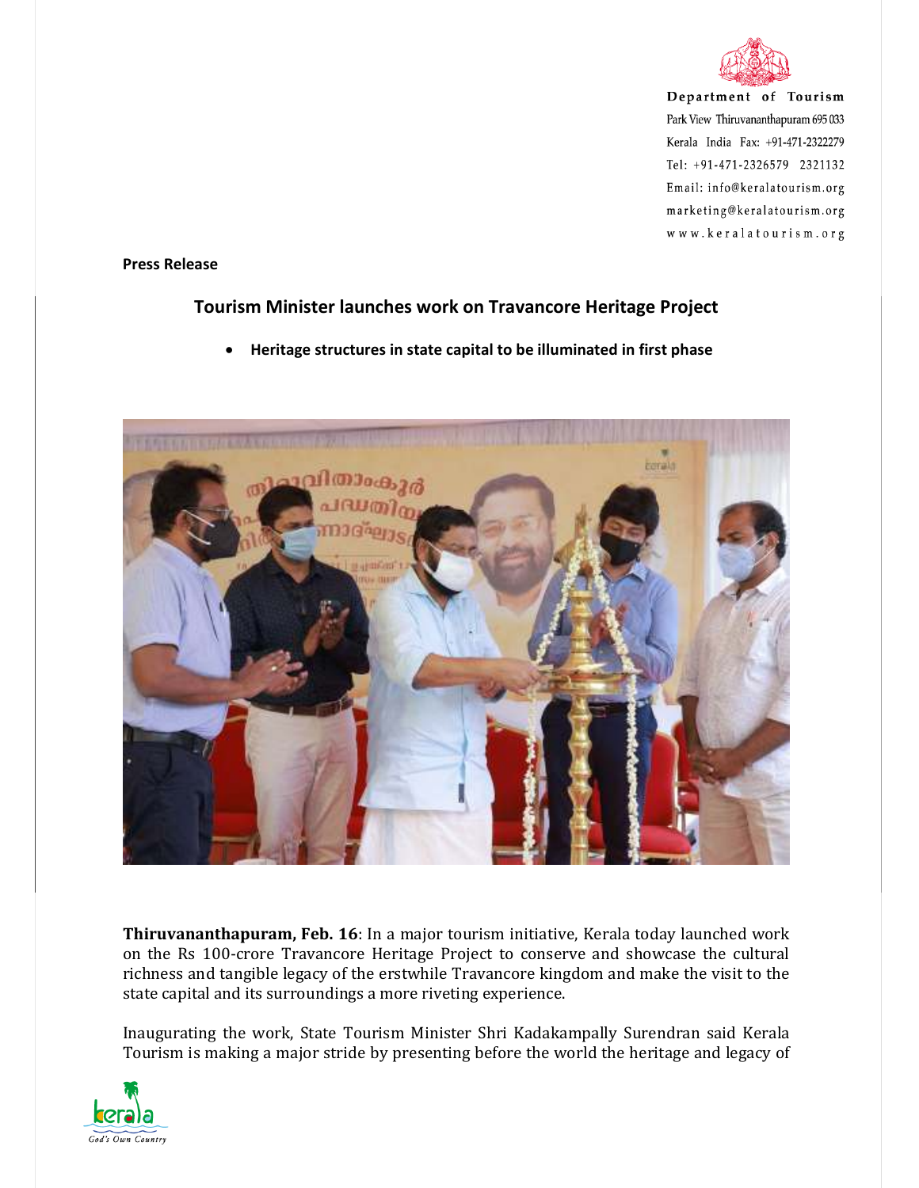Department of Tourism
Park View Thiruvananthapuram 695 033
Kerala India Fax: +91-471-2322279
Tel: +91-471-2326579 2321132
Email: info@keralatourism.org
marketing@keralatourism.org
www.keralatourism.org

**Press Release**

## Tourism Minister launches work on Travancore Heritage Project

- **Heritage structures in state capital to be illuminated in first phase**

**Thiruvananthapuram, Feb. 16**: In a major tourism initiative, Kerala today launched work on the Rs 100-crore Travancore Heritage Project to conserve and showcase the cultural richness and tangible legacy of the erstwhile Travancore kingdom and make the visit to the state capital and its surroundings a more riveting experience.

Inaugurating the work, State Tourism Minister Shri Kadakampally Surendran said Kerala Tourism is making a major stride by presenting before the world the heritage and legacy of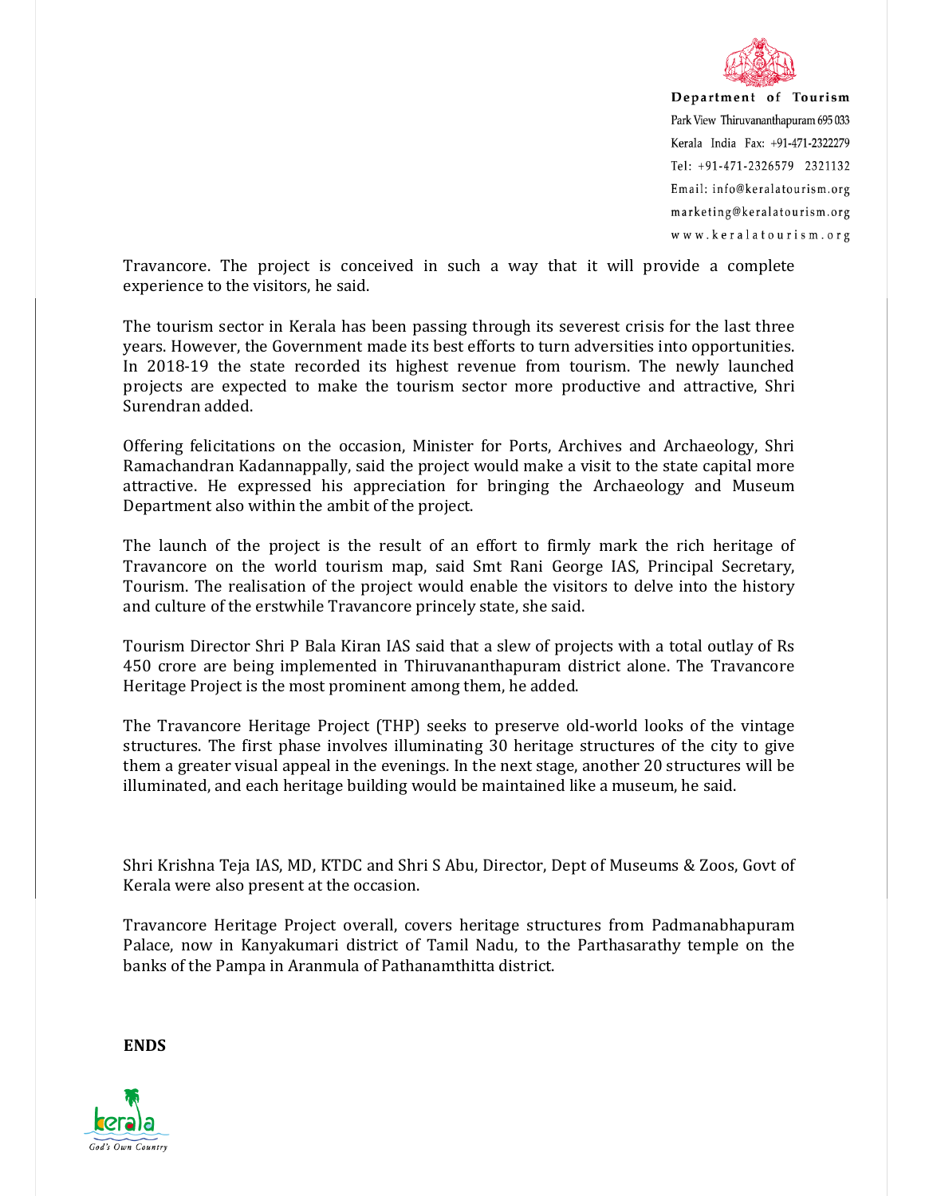Travancore. The project is conceived in such a way that it will provide a complete experience to the visitors, he said.

The tourism sector in Kerala has been passing through its severest crisis for the last three years. However, the Government made its best efforts to turn adversities into opportunities. In 2018-19 the state recorded its highest revenue from tourism. The newly launched projects are expected to make the tourism sector more productive and attractive, Shri Surendran added.

Offering felicitations on the occasion, Minister for Ports, Archives and Archaeology, Shri Ramachandran Kadannappally, said the project would make a visit to the state capital more attractive. He expressed his appreciation for bringing the Archaeology and Museum Department also within the ambit of the project.

The launch of the project is the result of an effort to firmly mark the rich heritage of Travancore on the world tourism map, said Smt Rani George IAS, Principal Secretary, Tourism. The realisation of the project would enable the visitors to delve into the history and culture of the erstwhile Travancore princely state, she said.

Tourism Director Shri P Bala Kiran IAS said that a slew of projects with a total outlay of Rs 450 crore are being implemented in Thiruvananthapuram district alone. The Travancore Heritage Project is the most prominent among them, he added.

The Travancore Heritage Project (THP) seeks to preserve old-world looks of the vintage structures. The first phase involves illuminating 30 heritage structures of the city to give them a greater visual appeal in the evenings. In the next stage, another 20 structures will be illuminated, and each heritage building would be maintained like a museum, he said.

Shri Krishna Teja IAS, MD, KTDC and Shri S Abu, Director, Dept of Museums & Zoos, Govt of Kerala were also present at the occasion.

Travancore Heritage Project overall, covers heritage structures from Padmanabhapuram Palace, now in Kanyakumari district of Tamil Nadu, to the Parthasarathy temple on the banks of the Pampa in Aranmula of Pathanamthitta district.

**ENDS**